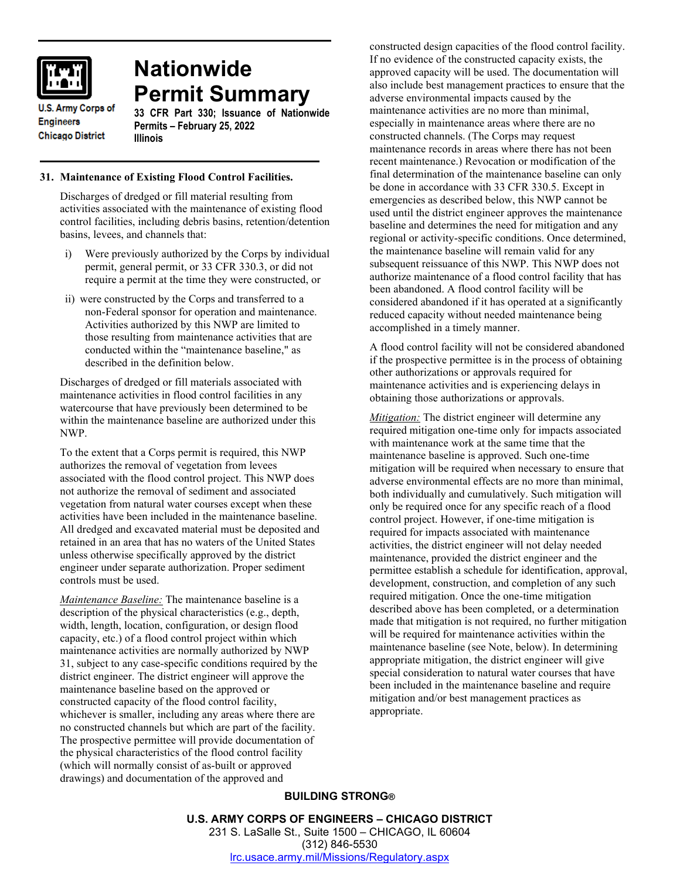# Nationwide Permit Summary

U.S. Army Corps of Engineers
Chicago District

**33 CFR Part 330; Issuance of Nationwide Permits – February 25, 2022**
**Illinois**

## 31. Maintenance of Existing Flood Control Facilities.

Discharges of dredged or fill material resulting from activities associated with the maintenance of existing flood control facilities, including debris basins, retention/detention basins, levees, and channels that:

i) Were previously authorized by the Corps by individual permit, general permit, or 33 CFR 330.3, or did not require a permit at the time they were constructed, or

ii) were constructed by the Corps and transferred to a non-Federal sponsor for operation and maintenance. Activities authorized by this NWP are limited to those resulting from maintenance activities that are conducted within the "maintenance baseline," as described in the definition below.

Discharges of dredged or fill materials associated with maintenance activities in flood control facilities in any watercourse that have previously been determined to be within the maintenance baseline are authorized under this NWP.

To the extent that a Corps permit is required, this NWP authorizes the removal of vegetation from levees associated with the flood control project. This NWP does not authorize the removal of sediment and associated vegetation from natural water courses except when these activities have been included in the maintenance baseline. All dredged and excavated material must be deposited and retained in an area that has no waters of the United States unless otherwise specifically approved by the district engineer under separate authorization. Proper sediment controls must be used.

*Maintenance Baseline:* The maintenance baseline is a description of the physical characteristics (e.g., depth, width, length, location, configuration, or design flood capacity, etc.) of a flood control project within which maintenance activities are normally authorized by NWP 31, subject to any case-specific conditions required by the district engineer. The district engineer will approve the maintenance baseline based on the approved or constructed capacity of the flood control facility, whichever is smaller, including any areas where there are no constructed channels but which are part of the facility. The prospective permittee will provide documentation of the physical characteristics of the flood control facility (which will normally consist of as-built or approved drawings) and documentation of the approved and constructed design capacities of the flood control facility. If no evidence of the constructed capacity exists, the approved capacity will be used. The documentation will also include best management practices to ensure that the adverse environmental impacts caused by the maintenance activities are no more than minimal, especially in maintenance areas where there are no constructed channels. (The Corps may request maintenance records in areas where there has not been recent maintenance.) Revocation or modification of the final determination of the maintenance baseline can only be done in accordance with 33 CFR 330.5. Except in emergencies as described below, this NWP cannot be used until the district engineer approves the maintenance baseline and determines the need for mitigation and any regional or activity-specific conditions. Once determined, the maintenance baseline will remain valid for any subsequent reissuance of this NWP. This NWP does not authorize maintenance of a flood control facility that has been abandoned. A flood control facility will be considered abandoned if it has operated at a significantly reduced capacity without needed maintenance being accomplished in a timely manner.

A flood control facility will not be considered abandoned if the prospective permittee is in the process of obtaining other authorizations or approvals required for maintenance activities and is experiencing delays in obtaining those authorizations or approvals.

*Mitigation:* The district engineer will determine any required mitigation one-time only for impacts associated with maintenance work at the same time that the maintenance baseline is approved. Such one-time mitigation will be required when necessary to ensure that adverse environmental effects are no more than minimal, both individually and cumulatively. Such mitigation will only be required once for any specific reach of a flood control project. However, if one-time mitigation is required for impacts associated with maintenance activities, the district engineer will not delay needed maintenance, provided the district engineer and the permittee establish a schedule for identification, approval, development, construction, and completion of any such required mitigation. Once the one-time mitigation described above has been completed, or a determination made that mitigation is not required, no further mitigation will be required for maintenance activities within the maintenance baseline (see Note, below). In determining appropriate mitigation, the district engineer will give special consideration to natural water courses that have been included in the maintenance baseline and require mitigation and/or best management practices as appropriate.

**BUILDING STRONG®**

**U.S. ARMY CORPS OF ENGINEERS – CHICAGO DISTRICT**
231 S. LaSalle St., Suite 1500 – CHICAGO, IL 60604
(312) 846-5530
lrc.usace.army.mil/Missions/Regulatory.aspx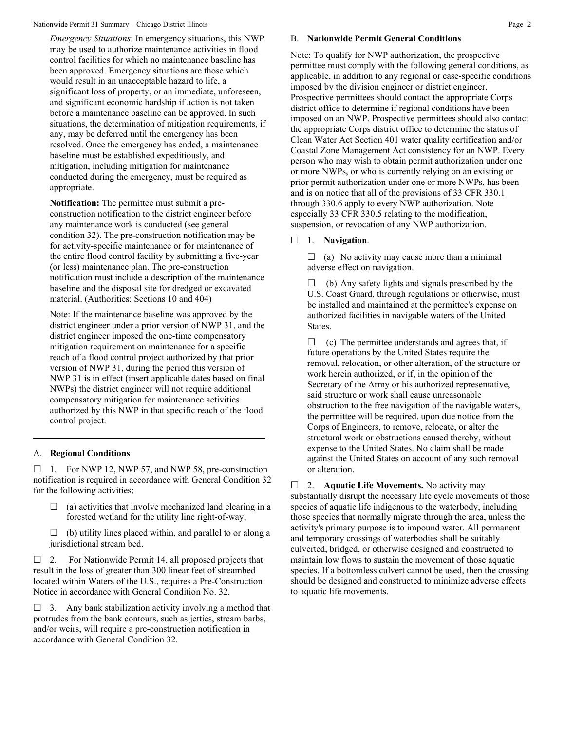*Emergency Situations*: In emergency situations, this NWP may be used to authorize maintenance activities in flood control facilities for which no maintenance baseline has been approved. Emergency situations are those which would result in an unacceptable hazard to life, a significant loss of property, or an immediate, unforeseen, and significant economic hardship if action is not taken before a maintenance baseline can be approved. In such situations, the determination of mitigation requirements, if any, may be deferred until the emergency has been resolved. Once the emergency has ended, a maintenance baseline must be established expeditiously, and mitigation, including mitigation for maintenance conducted during the emergency, must be required as appropriate.

**Notification:** The permittee must submit a pre-construction notification to the district engineer before any maintenance work is conducted (see general condition 32). The pre-construction notification may be for activity-specific maintenance or for maintenance of the entire flood control facility by submitting a five-year (or less) maintenance plan. The pre-construction notification must include a description of the maintenance baseline and the disposal site for dredged or excavated material. (Authorities: Sections 10 and 404)

Note: If the maintenance baseline was approved by the district engineer under a prior version of NWP 31, and the district engineer imposed the one-time compensatory mitigation requirement on maintenance for a specific reach of a flood control project authorized by that prior version of NWP 31, during the period this version of NWP 31 is in effect (insert applicable dates based on final NWPs) the district engineer will not require additional compensatory mitigation for maintenance activities authorized by this NWP in that specific reach of the flood control project.

---

## A. Regional Conditions

☐ 1. For NWP 12, NWP 57, and NWP 58, pre-construction notification is required in accordance with General Condition 32 for the following activities;

- ☐ (a) activities that involve mechanized land clearing in a forested wetland for the utility line right-of-way;
- ☐ (b) utility lines placed within, and parallel to or along a jurisdictional stream bed.

☐ 2. For Nationwide Permit 14, all proposed projects that result in the loss of greater than 300 linear feet of streambed located within Waters of the U.S., requires a Pre-Construction Notice in accordance with General Condition No. 32.

☐ 3. Any bank stabilization activity involving a method that protrudes from the bank contours, such as jetties, stream barbs, and/or weirs, will require a pre-construction notification in accordance with General Condition 32.

## B. Nationwide Permit General Conditions

Note: To qualify for NWP authorization, the prospective permittee must comply with the following general conditions, as applicable, in addition to any regional or case-specific conditions imposed by the division engineer or district engineer. Prospective permittees should contact the appropriate Corps district office to determine if regional conditions have been imposed on an NWP. Prospective permittees should also contact the appropriate Corps district office to determine the status of Clean Water Act Section 401 water quality certification and/or Coastal Zone Management Act consistency for an NWP. Every person who may wish to obtain permit authorization under one or more NWPs, or who is currently relying on an existing or prior permit authorization under one or more NWPs, has been and is on notice that all of the provisions of 33 CFR 330.1 through 330.6 apply to every NWP authorization. Note especially 33 CFR 330.5 relating to the modification, suspension, or revocation of any NWP authorization.

☐ 1. **Navigation**.

☐ (a) No activity may cause more than a minimal adverse effect on navigation.

☐ (b) Any safety lights and signals prescribed by the U.S. Coast Guard, through regulations or otherwise, must be installed and maintained at the permittee's expense on authorized facilities in navigable waters of the United States.

☐ (c) The permittee understands and agrees that, if future operations by the United States require the removal, relocation, or other alteration, of the structure or work herein authorized, or if, in the opinion of the Secretary of the Army or his authorized representative, said structure or work shall cause unreasonable obstruction to the free navigation of the navigable waters, the permittee will be required, upon due notice from the Corps of Engineers, to remove, relocate, or alter the structural work or obstructions caused thereby, without expense to the United States. No claim shall be made against the United States on account of any such removal or alteration.

☐ 2. **Aquatic Life Movements.** No activity may substantially disrupt the necessary life cycle movements of those species of aquatic life indigenous to the waterbody, including those species that normally migrate through the area, unless the activity's primary purpose is to impound water. All permanent and temporary crossings of waterbodies shall be suitably culverted, bridged, or otherwise designed and constructed to maintain low flows to sustain the movement of those aquatic species. If a bottomless culvert cannot be used, then the crossing should be designed and constructed to minimize adverse effects to aquatic life movements.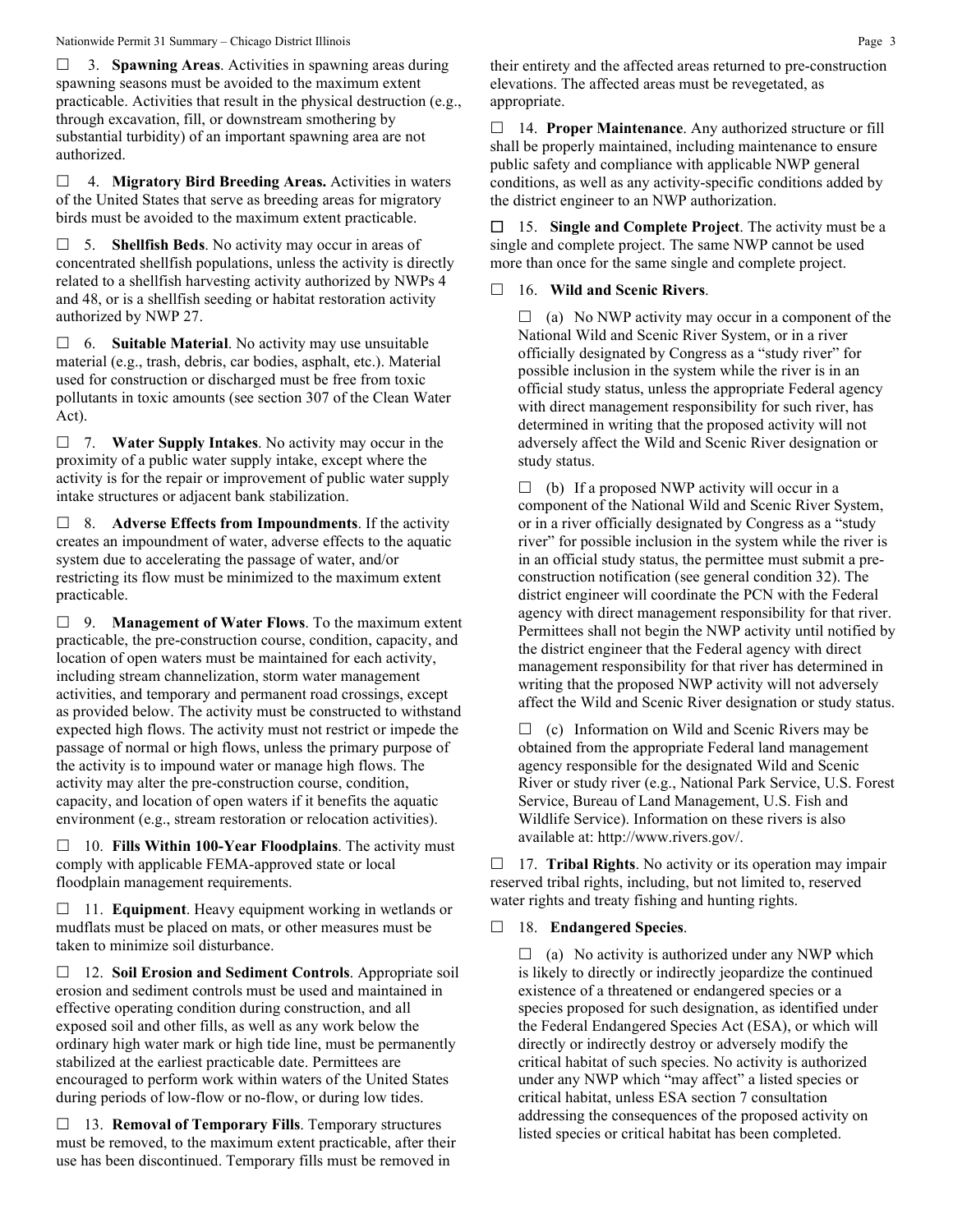☐ 3. **Spawning Areas**. Activities in spawning areas during spawning seasons must be avoided to the maximum extent practicable. Activities that result in the physical destruction (e.g., through excavation, fill, or downstream smothering by substantial turbidity) of an important spawning area are not authorized.

☐ 4. **Migratory Bird Breeding Areas.** Activities in waters of the United States that serve as breeding areas for migratory birds must be avoided to the maximum extent practicable.

☐ 5. **Shellfish Beds**. No activity may occur in areas of concentrated shellfish populations, unless the activity is directly related to a shellfish harvesting activity authorized by NWPs 4 and 48, or is a shellfish seeding or habitat restoration activity authorized by NWP 27.

☐ 6. **Suitable Material**. No activity may use unsuitable material (e.g., trash, debris, car bodies, asphalt, etc.). Material used for construction or discharged must be free from toxic pollutants in toxic amounts (see section 307 of the Clean Water Act).

☐ 7. **Water Supply Intakes**. No activity may occur in the proximity of a public water supply intake, except where the activity is for the repair or improvement of public water supply intake structures or adjacent bank stabilization.

☐ 8. **Adverse Effects from Impoundments**. If the activity creates an impoundment of water, adverse effects to the aquatic system due to accelerating the passage of water, and/or restricting its flow must be minimized to the maximum extent practicable.

☐ 9. **Management of Water Flows**. To the maximum extent practicable, the pre-construction course, condition, capacity, and location of open waters must be maintained for each activity, including stream channelization, storm water management activities, and temporary and permanent road crossings, except as provided below. The activity must be constructed to withstand expected high flows. The activity must not restrict or impede the passage of normal or high flows, unless the primary purpose of the activity is to impound water or manage high flows. The activity may alter the pre-construction course, condition, capacity, and location of open waters if it benefits the aquatic environment (e.g., stream restoration or relocation activities).

☐ 10. **Fills Within 100-Year Floodplains**. The activity must comply with applicable FEMA-approved state or local floodplain management requirements.

☐ 11. **Equipment**. Heavy equipment working in wetlands or mudflats must be placed on mats, or other measures must be taken to minimize soil disturbance.

☐ 12. **Soil Erosion and Sediment Controls**. Appropriate soil erosion and sediment controls must be used and maintained in effective operating condition during construction, and all exposed soil and other fills, as well as any work below the ordinary high water mark or high tide line, must be permanently stabilized at the earliest practicable date. Permittees are encouraged to perform work within waters of the United States during periods of low-flow or no-flow, or during low tides.

☐ 13. **Removal of Temporary Fills**. Temporary structures must be removed, to the maximum extent practicable, after their use has been discontinued. Temporary fills must be removed in their entirety and the affected areas returned to pre-construction elevations. The affected areas must be revegetated, as appropriate.

☐ 14. **Proper Maintenance**. Any authorized structure or fill shall be properly maintained, including maintenance to ensure public safety and compliance with applicable NWP general conditions, as well as any activity-specific conditions added by the district engineer to an NWP authorization.

☐ 15. **Single and Complete Project**. The activity must be a single and complete project. The same NWP cannot be used more than once for the same single and complete project.

☐ 16. **Wild and Scenic Rivers**.

☐ (a) No NWP activity may occur in a component of the National Wild and Scenic River System, or in a river officially designated by Congress as a "study river" for possible inclusion in the system while the river is in an official study status, unless the appropriate Federal agency with direct management responsibility for such river, has determined in writing that the proposed activity will not adversely affect the Wild and Scenic River designation or study status.

☐ (b) If a proposed NWP activity will occur in a component of the National Wild and Scenic River System, or in a river officially designated by Congress as a "study river" for possible inclusion in the system while the river is in an official study status, the permittee must submit a pre-construction notification (see general condition 32). The district engineer will coordinate the PCN with the Federal agency with direct management responsibility for that river. Permittees shall not begin the NWP activity until notified by the district engineer that the Federal agency with direct management responsibility for that river has determined in writing that the proposed NWP activity will not adversely affect the Wild and Scenic River designation or study status.

☐ (c) Information on Wild and Scenic Rivers may be obtained from the appropriate Federal land management agency responsible for the designated Wild and Scenic River or study river (e.g., National Park Service, U.S. Forest Service, Bureau of Land Management, U.S. Fish and Wildlife Service). Information on these rivers is also available at: http://www.rivers.gov/.

☐ 17. **Tribal Rights**. No activity or its operation may impair reserved tribal rights, including, but not limited to, reserved water rights and treaty fishing and hunting rights.

☐ 18. **Endangered Species**.

☐ (a) No activity is authorized under any NWP which is likely to directly or indirectly jeopardize the continued existence of a threatened or endangered species or a species proposed for such designation, as identified under the Federal Endangered Species Act (ESA), or which will directly or indirectly destroy or adversely modify the critical habitat of such species. No activity is authorized under any NWP which "may affect" a listed species or critical habitat, unless ESA section 7 consultation addressing the consequences of the proposed activity on listed species or critical habitat has been completed.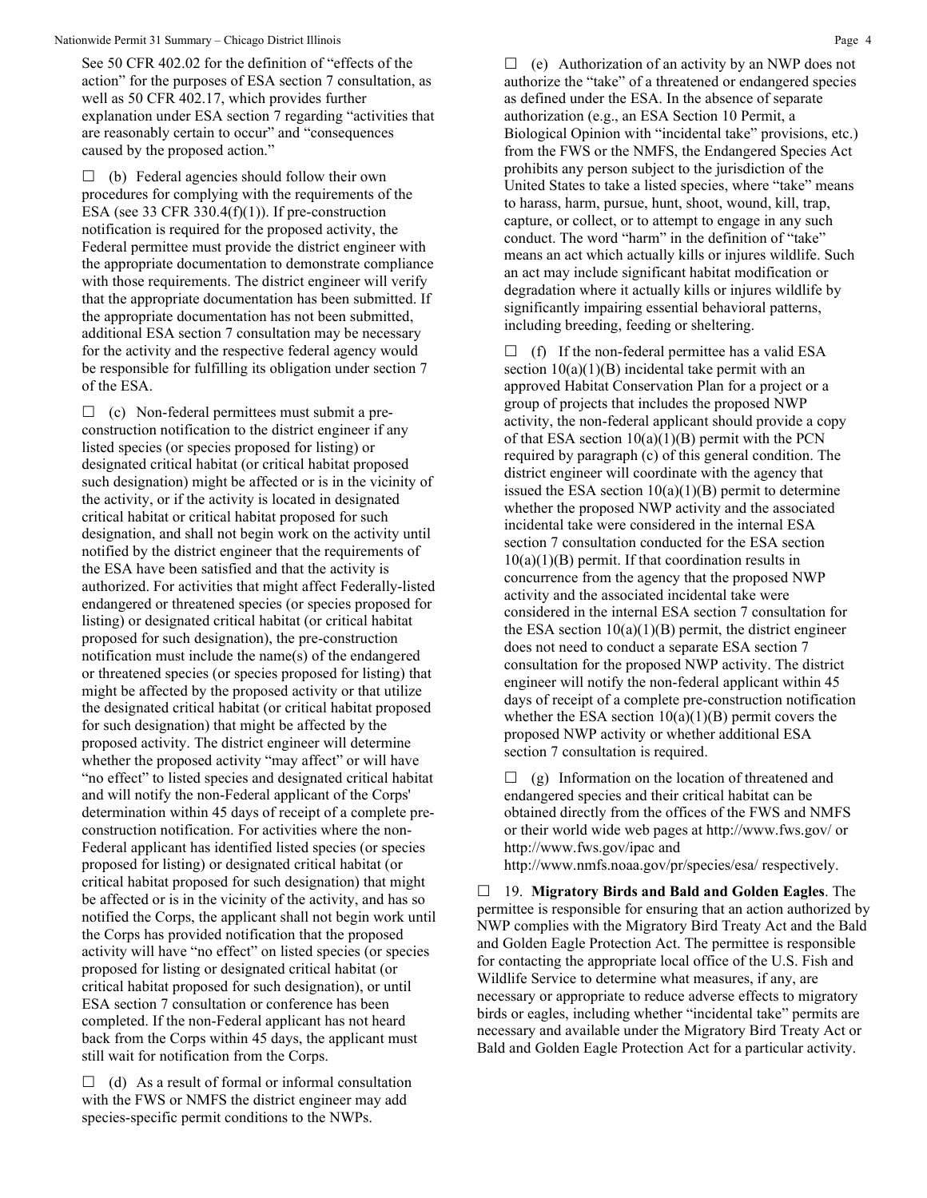See 50 CFR 402.02 for the definition of "effects of the action" for the purposes of ESA section 7 consultation, as well as 50 CFR 402.17, which provides further explanation under ESA section 7 regarding "activities that are reasonably certain to occur" and "consequences caused by the proposed action."

☐ (b) Federal agencies should follow their own procedures for complying with the requirements of the ESA (see 33 CFR 330.4(f)(1)). If pre-construction notification is required for the proposed activity, the Federal permittee must provide the district engineer with the appropriate documentation to demonstrate compliance with those requirements. The district engineer will verify that the appropriate documentation has been submitted. If the appropriate documentation has not been submitted, additional ESA section 7 consultation may be necessary for the activity and the respective federal agency would be responsible for fulfilling its obligation under section 7 of the ESA.

☐ (c) Non-federal permittees must submit a pre-construction notification to the district engineer if any listed species (or species proposed for listing) or designated critical habitat (or critical habitat proposed such designation) might be affected or is in the vicinity of the activity, or if the activity is located in designated critical habitat or critical habitat proposed for such designation, and shall not begin work on the activity until notified by the district engineer that the requirements of the ESA have been satisfied and that the activity is authorized. For activities that might affect Federally-listed endangered or threatened species (or species proposed for listing) or designated critical habitat (or critical habitat proposed for such designation), the pre-construction notification must include the name(s) of the endangered or threatened species (or species proposed for listing) that might be affected by the proposed activity or that utilize the designated critical habitat (or critical habitat proposed for such designation) that might be affected by the proposed activity. The district engineer will determine whether the proposed activity "may affect" or will have "no effect" to listed species and designated critical habitat and will notify the non-Federal applicant of the Corps' determination within 45 days of receipt of a complete pre-construction notification. For activities where the non-Federal applicant has identified listed species (or species proposed for listing) or designated critical habitat (or critical habitat proposed for such designation) that might be affected or is in the vicinity of the activity, and has so notified the Corps, the applicant shall not begin work until the Corps has provided notification that the proposed activity will have "no effect" on listed species (or species proposed for listing or designated critical habitat (or critical habitat proposed for such designation), or until ESA section 7 consultation or conference has been completed. If the non-Federal applicant has not heard back from the Corps within 45 days, the applicant must still wait for notification from the Corps.

☐ (d) As a result of formal or informal consultation with the FWS or NMFS the district engineer may add species-specific permit conditions to the NWPs.

☐ (e) Authorization of an activity by an NWP does not authorize the "take" of a threatened or endangered species as defined under the ESA. In the absence of separate authorization (e.g., an ESA Section 10 Permit, a Biological Opinion with "incidental take" provisions, etc.) from the FWS or the NMFS, the Endangered Species Act prohibits any person subject to the jurisdiction of the United States to take a listed species, where "take" means to harass, harm, pursue, hunt, shoot, wound, kill, trap, capture, or collect, or to attempt to engage in any such conduct. The word "harm" in the definition of "take" means an act which actually kills or injures wildlife. Such an act may include significant habitat modification or degradation where it actually kills or injures wildlife by significantly impairing essential behavioral patterns, including breeding, feeding or sheltering.

☐ (f) If the non-federal permittee has a valid ESA section 10(a)(1)(B) incidental take permit with an approved Habitat Conservation Plan for a project or a group of projects that includes the proposed NWP activity, the non-federal applicant should provide a copy of that ESA section 10(a)(1)(B) permit with the PCN required by paragraph (c) of this general condition. The district engineer will coordinate with the agency that issued the ESA section 10(a)(1)(B) permit to determine whether the proposed NWP activity and the associated incidental take were considered in the internal ESA section 7 consultation conducted for the ESA section 10(a)(1)(B) permit. If that coordination results in concurrence from the agency that the proposed NWP activity and the associated incidental take were considered in the internal ESA section 7 consultation for the ESA section 10(a)(1)(B) permit, the district engineer does not need to conduct a separate ESA section 7 consultation for the proposed NWP activity. The district engineer will notify the non-federal applicant within 45 days of receipt of a complete pre-construction notification whether the ESA section 10(a)(1)(B) permit covers the proposed NWP activity or whether additional ESA section 7 consultation is required.

☐ (g) Information on the location of threatened and endangered species and their critical habitat can be obtained directly from the offices of the FWS and NMFS or their world wide web pages at http://www.fws.gov/ or http://www.fws.gov/ipac and http://www.nmfs.noaa.gov/pr/species/esa/ respectively.

☐ 19. **Migratory Birds and Bald and Golden Eagles**. The permittee is responsible for ensuring that an action authorized by NWP complies with the Migratory Bird Treaty Act and the Bald and Golden Eagle Protection Act. The permittee is responsible for contacting the appropriate local office of the U.S. Fish and Wildlife Service to determine what measures, if any, are necessary or appropriate to reduce adverse effects to migratory birds or eagles, including whether "incidental take" permits are necessary and available under the Migratory Bird Treaty Act or Bald and Golden Eagle Protection Act for a particular activity.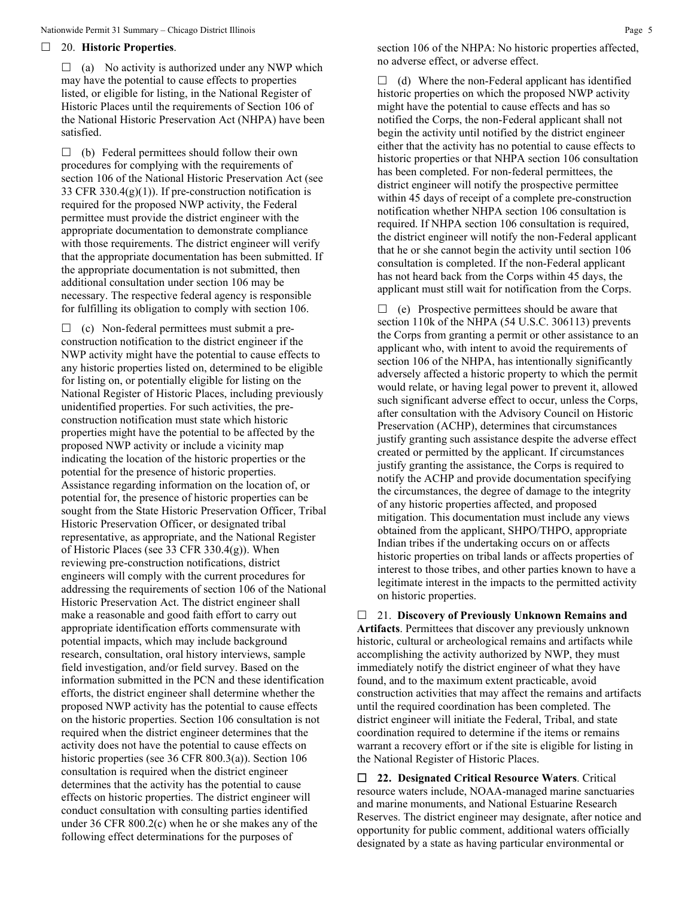☐ 20. **Historic Properties**.

☐ (a) No activity is authorized under any NWP which may have the potential to cause effects to properties listed, or eligible for listing, in the National Register of Historic Places until the requirements of Section 106 of the National Historic Preservation Act (NHPA) have been satisfied.

☐ (b) Federal permittees should follow their own procedures for complying with the requirements of section 106 of the National Historic Preservation Act (see 33 CFR 330.4(g)(1)). If pre-construction notification is required for the proposed NWP activity, the Federal permittee must provide the district engineer with the appropriate documentation to demonstrate compliance with those requirements. The district engineer will verify that the appropriate documentation has been submitted. If the appropriate documentation is not submitted, then additional consultation under section 106 may be necessary. The respective federal agency is responsible for fulfilling its obligation to comply with section 106.

☐ (c) Non-federal permittees must submit a pre-construction notification to the district engineer if the NWP activity might have the potential to cause effects to any historic properties listed on, determined to be eligible for listing on, or potentially eligible for listing on the National Register of Historic Places, including previously unidentified properties. For such activities, the pre-construction notification must state which historic properties might have the potential to be affected by the proposed NWP activity or include a vicinity map indicating the location of the historic properties or the potential for the presence of historic properties. Assistance regarding information on the location of, or potential for, the presence of historic properties can be sought from the State Historic Preservation Officer, Tribal Historic Preservation Officer, or designated tribal representative, as appropriate, and the National Register of Historic Places (see 33 CFR 330.4(g)). When reviewing pre-construction notifications, district engineers will comply with the current procedures for addressing the requirements of section 106 of the National Historic Preservation Act. The district engineer shall make a reasonable and good faith effort to carry out appropriate identification efforts commensurate with potential impacts, which may include background research, consultation, oral history interviews, sample field investigation, and/or field survey. Based on the information submitted in the PCN and these identification efforts, the district engineer shall determine whether the proposed NWP activity has the potential to cause effects on the historic properties. Section 106 consultation is not required when the district engineer determines that the activity does not have the potential to cause effects on historic properties (see 36 CFR 800.3(a)). Section 106 consultation is required when the district engineer determines that the activity has the potential to cause effects on historic properties. The district engineer will conduct consultation with consulting parties identified under 36 CFR 800.2(c) when he or she makes any of the following effect determinations for the purposes of section 106 of the NHPA: No historic properties affected, no adverse effect, or adverse effect.

☐ (d) Where the non-Federal applicant has identified historic properties on which the proposed NWP activity might have the potential to cause effects and has so notified the Corps, the non-Federal applicant shall not begin the activity until notified by the district engineer either that the activity has no potential to cause effects to historic properties or that NHPA section 106 consultation has been completed. For non-federal permittees, the district engineer will notify the prospective permittee within 45 days of receipt of a complete pre-construction notification whether NHPA section 106 consultation is required. If NHPA section 106 consultation is required, the district engineer will notify the non-Federal applicant that he or she cannot begin the activity until section 106 consultation is completed. If the non-Federal applicant has not heard back from the Corps within 45 days, the applicant must still wait for notification from the Corps.

☐ (e) Prospective permittees should be aware that section 110k of the NHPA (54 U.S.C. 306113) prevents the Corps from granting a permit or other assistance to an applicant who, with intent to avoid the requirements of section 106 of the NHPA, has intentionally significantly adversely affected a historic property to which the permit would relate, or having legal power to prevent it, allowed such significant adverse effect to occur, unless the Corps, after consultation with the Advisory Council on Historic Preservation (ACHP), determines that circumstances justify granting such assistance despite the adverse effect created or permitted by the applicant. If circumstances justify granting the assistance, the Corps is required to notify the ACHP and provide documentation specifying the circumstances, the degree of damage to the integrity of any historic properties affected, and proposed mitigation. This documentation must include any views obtained from the applicant, SHPO/THPO, appropriate Indian tribes if the undertaking occurs on or affects historic properties on tribal lands or affects properties of interest to those tribes, and other parties known to have a legitimate interest in the impacts to the permitted activity on historic properties.

☐ 21. **Discovery of Previously Unknown Remains and Artifacts**. Permittees that discover any previously unknown historic, cultural or archeological remains and artifacts while accomplishing the activity authorized by NWP, they must immediately notify the district engineer of what they have found, and to the maximum extent practicable, avoid construction activities that may affect the remains and artifacts until the required coordination has been completed. The district engineer will initiate the Federal, Tribal, and state coordination required to determine if the items or remains warrant a recovery effort or if the site is eligible for listing in the National Register of Historic Places.

☐ **22. Designated Critical Resource Waters**. Critical resource waters include, NOAA-managed marine sanctuaries and marine monuments, and National Estuarine Research Reserves. The district engineer may designate, after notice and opportunity for public comment, additional waters officially designated by a state as having particular environmental or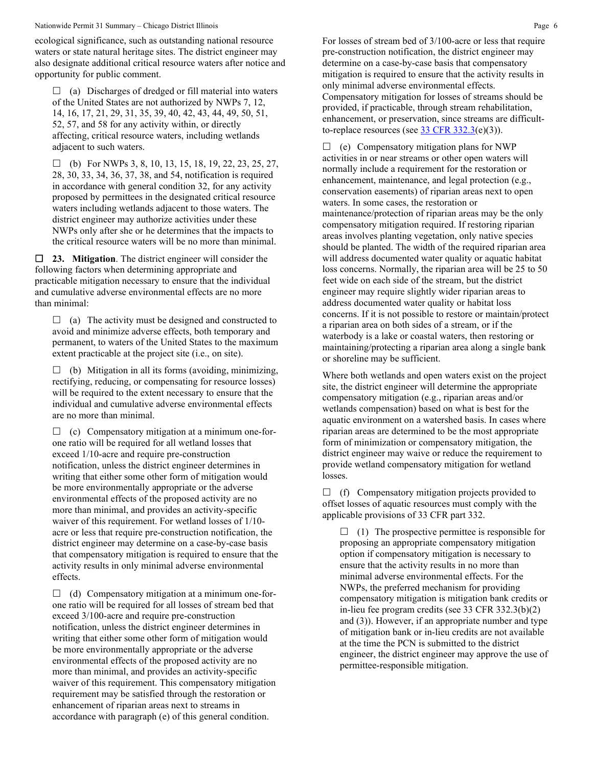ecological significance, such as outstanding national resource waters or state natural heritage sites. The district engineer may also designate additional critical resource waters after notice and opportunity for public comment.

☐ (a) Discharges of dredged or fill material into waters of the United States are not authorized by NWPs 7, 12, 14, 16, 17, 21, 29, 31, 35, 39, 40, 42, 43, 44, 49, 50, 51, 52, 57, and 58 for any activity within, or directly affecting, critical resource waters, including wetlands adjacent to such waters.

☐ (b) For NWPs 3, 8, 10, 13, 15, 18, 19, 22, 23, 25, 27, 28, 30, 33, 34, 36, 37, 38, and 54, notification is required in accordance with general condition 32, for any activity proposed by permittees in the designated critical resource waters including wetlands adjacent to those waters. The district engineer may authorize activities under these NWPs only after she or he determines that the impacts to the critical resource waters will be no more than minimal.

☐ **23. Mitigation**. The district engineer will consider the following factors when determining appropriate and practicable mitigation necessary to ensure that the individual and cumulative adverse environmental effects are no more than minimal:

☐ (a) The activity must be designed and constructed to avoid and minimize adverse effects, both temporary and permanent, to waters of the United States to the maximum extent practicable at the project site (i.e., on site).

☐ (b) Mitigation in all its forms (avoiding, minimizing, rectifying, reducing, or compensating for resource losses) will be required to the extent necessary to ensure that the individual and cumulative adverse environmental effects are no more than minimal.

☐ (c) Compensatory mitigation at a minimum one-for-one ratio will be required for all wetland losses that exceed 1/10-acre and require pre-construction notification, unless the district engineer determines in writing that either some other form of mitigation would be more environmentally appropriate or the adverse environmental effects of the proposed activity are no more than minimal, and provides an activity-specific waiver of this requirement. For wetland losses of 1/10-acre or less that require pre-construction notification, the district engineer may determine on a case-by-case basis that compensatory mitigation is required to ensure that the activity results in only minimal adverse environmental effects.

☐ (d) Compensatory mitigation at a minimum one-for-one ratio will be required for all losses of stream bed that exceed 3/100-acre and require pre-construction notification, unless the district engineer determines in writing that either some other form of mitigation would be more environmentally appropriate or the adverse environmental effects of the proposed activity are no more than minimal, and provides an activity-specific waiver of this requirement. This compensatory mitigation requirement may be satisfied through the restoration or enhancement of riparian areas next to streams in accordance with paragraph (e) of this general condition. For losses of stream bed of 3/100-acre or less that require pre-construction notification, the district engineer may determine on a case-by-case basis that compensatory mitigation is required to ensure that the activity results in only minimal adverse environmental effects. Compensatory mitigation for losses of streams should be provided, if practicable, through stream rehabilitation, enhancement, or preservation, since streams are difficult-to-replace resources (see 33 CFR 332.3(e)(3)).

☐ (e) Compensatory mitigation plans for NWP activities in or near streams or other open waters will normally include a requirement for the restoration or enhancement, maintenance, and legal protection (e.g., conservation easements) of riparian areas next to open waters. In some cases, the restoration or maintenance/protection of riparian areas may be the only compensatory mitigation required. If restoring riparian areas involves planting vegetation, only native species should be planted. The width of the required riparian area will address documented water quality or aquatic habitat loss concerns. Normally, the riparian area will be 25 to 50 feet wide on each side of the stream, but the district engineer may require slightly wider riparian areas to address documented water quality or habitat loss concerns. If it is not possible to restore or maintain/protect a riparian area on both sides of a stream, or if the waterbody is a lake or coastal waters, then restoring or maintaining/protecting a riparian area along a single bank or shoreline may be sufficient.

Where both wetlands and open waters exist on the project site, the district engineer will determine the appropriate compensatory mitigation (e.g., riparian areas and/or wetlands compensation) based on what is best for the aquatic environment on a watershed basis. In cases where riparian areas are determined to be the most appropriate form of minimization or compensatory mitigation, the district engineer may waive or reduce the requirement to provide wetland compensatory mitigation for wetland losses.

☐ (f) Compensatory mitigation projects provided to offset losses of aquatic resources must comply with the applicable provisions of 33 CFR part 332.

☐ (1) The prospective permittee is responsible for proposing an appropriate compensatory mitigation option if compensatory mitigation is necessary to ensure that the activity results in no more than minimal adverse environmental effects. For the NWPs, the preferred mechanism for providing compensatory mitigation is mitigation bank credits or in-lieu fee program credits (see 33 CFR 332.3(b)(2) and (3)). However, if an appropriate number and type of mitigation bank or in-lieu credits are not available at the time the PCN is submitted to the district engineer, the district engineer may approve the use of permittee-responsible mitigation.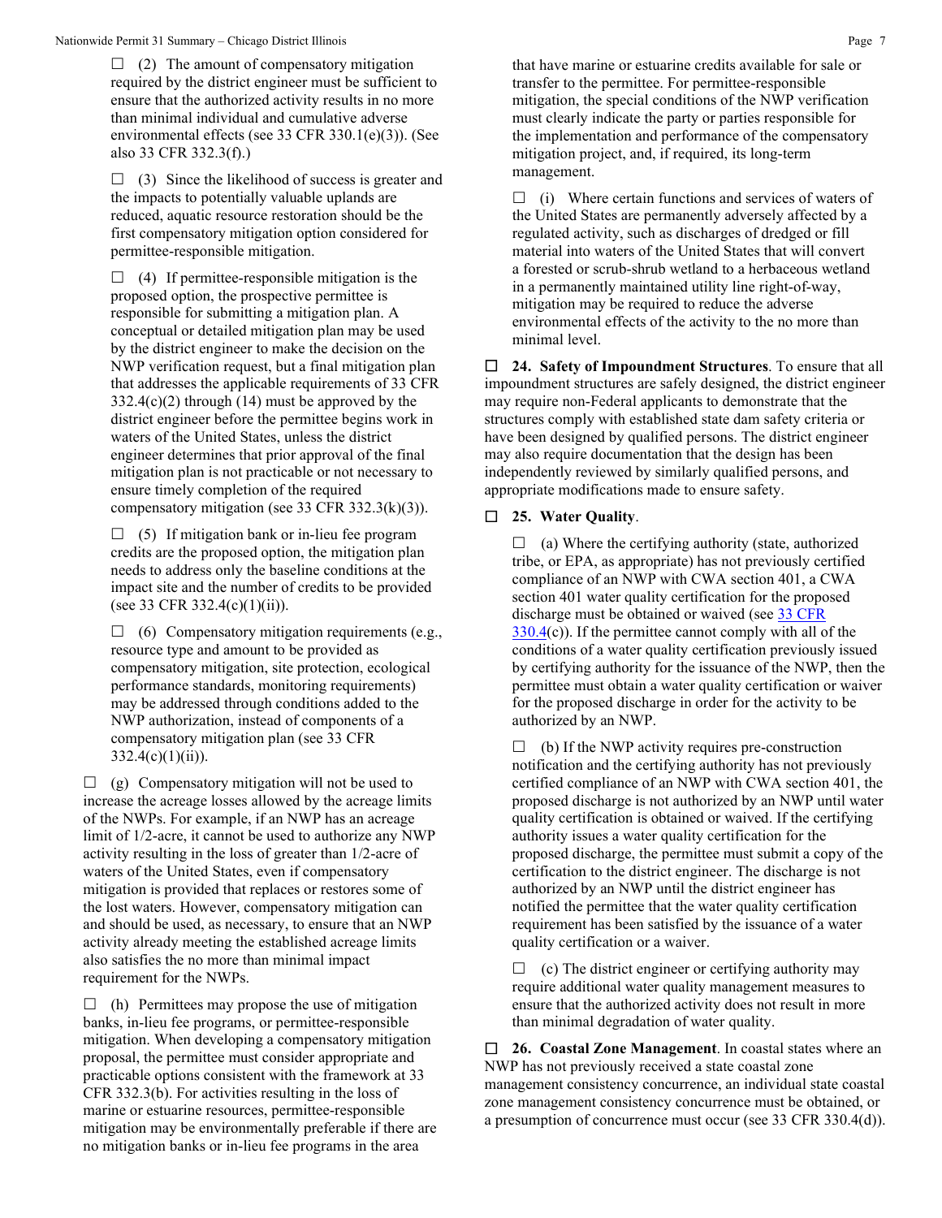☐ (2) The amount of compensatory mitigation required by the district engineer must be sufficient to ensure that the authorized activity results in no more than minimal individual and cumulative adverse environmental effects (see 33 CFR 330.1(e)(3)). (See also 33 CFR 332.3(f).)

☐ (3) Since the likelihood of success is greater and the impacts to potentially valuable uplands are reduced, aquatic resource restoration should be the first compensatory mitigation option considered for permittee-responsible mitigation.

☐ (4) If permittee-responsible mitigation is the proposed option, the prospective permittee is responsible for submitting a mitigation plan. A conceptual or detailed mitigation plan may be used by the district engineer to make the decision on the NWP verification request, but a final mitigation plan that addresses the applicable requirements of 33 CFR 332.4(c)(2) through (14) must be approved by the district engineer before the permittee begins work in waters of the United States, unless the district engineer determines that prior approval of the final mitigation plan is not practicable or not necessary to ensure timely completion of the required compensatory mitigation (see 33 CFR 332.3(k)(3)).

☐ (5) If mitigation bank or in-lieu fee program credits are the proposed option, the mitigation plan needs to address only the baseline conditions at the impact site and the number of credits to be provided (see 33 CFR 332.4(c)(1)(ii)).

☐ (6) Compensatory mitigation requirements (e.g., resource type and amount to be provided as compensatory mitigation, site protection, ecological performance standards, monitoring requirements) may be addressed through conditions added to the NWP authorization, instead of components of a compensatory mitigation plan (see 33 CFR 332.4(c)(1)(ii)).

☐ (g) Compensatory mitigation will not be used to increase the acreage losses allowed by the acreage limits of the NWPs. For example, if an NWP has an acreage limit of 1/2-acre, it cannot be used to authorize any NWP activity resulting in the loss of greater than 1/2-acre of waters of the United States, even if compensatory mitigation is provided that replaces or restores some of the lost waters. However, compensatory mitigation can and should be used, as necessary, to ensure that an NWP activity already meeting the established acreage limits also satisfies the no more than minimal impact requirement for the NWPs.

☐ (h) Permittees may propose the use of mitigation banks, in-lieu fee programs, or permittee-responsible mitigation. When developing a compensatory mitigation proposal, the permittee must consider appropriate and practicable options consistent with the framework at 33 CFR 332.3(b). For activities resulting in the loss of marine or estuarine resources, permittee-responsible mitigation may be environmentally preferable if there are no mitigation banks or in-lieu fee programs in the area that have marine or estuarine credits available for sale or transfer to the permittee. For permittee-responsible mitigation, the special conditions of the NWP verification must clearly indicate the party or parties responsible for the implementation and performance of the compensatory mitigation project, and, if required, its long-term management.

☐ (i) Where certain functions and services of waters of the United States are permanently adversely affected by a regulated activity, such as discharges of dredged or fill material into waters of the United States that will convert a forested or scrub-shrub wetland to a herbaceous wetland in a permanently maintained utility line right-of-way, mitigation may be required to reduce the adverse environmental effects of the activity to the no more than minimal level.

☐ **24. Safety of Impoundment Structures**. To ensure that all impoundment structures are safely designed, the district engineer may require non-Federal applicants to demonstrate that the structures comply with established state dam safety criteria or have been designed by qualified persons. The district engineer may also require documentation that the design has been independently reviewed by similarly qualified persons, and appropriate modifications made to ensure safety.

☐ **25. Water Quality**.

☐ (a) Where the certifying authority (state, authorized tribe, or EPA, as appropriate) has not previously certified compliance of an NWP with CWA section 401, a CWA section 401 water quality certification for the proposed discharge must be obtained or waived (see 33 CFR 330.4(c)). If the permittee cannot comply with all of the conditions of a water quality certification previously issued by certifying authority for the issuance of the NWP, then the permittee must obtain a water quality certification or waiver for the proposed discharge in order for the activity to be authorized by an NWP.

☐ (b) If the NWP activity requires pre-construction notification and the certifying authority has not previously certified compliance of an NWP with CWA section 401, the proposed discharge is not authorized by an NWP until water quality certification is obtained or waived. If the certifying authority issues a water quality certification for the proposed discharge, the permittee must submit a copy of the certification to the district engineer. The discharge is not authorized by an NWP until the district engineer has notified the permittee that the water quality certification requirement has been satisfied by the issuance of a water quality certification or a waiver.

☐ (c) The district engineer or certifying authority may require additional water quality management measures to ensure that the authorized activity does not result in more than minimal degradation of water quality.

☐ **26. Coastal Zone Management**. In coastal states where an NWP has not previously received a state coastal zone management consistency concurrence, an individual state coastal zone management consistency concurrence must be obtained, or a presumption of concurrence must occur (see 33 CFR 330.4(d)).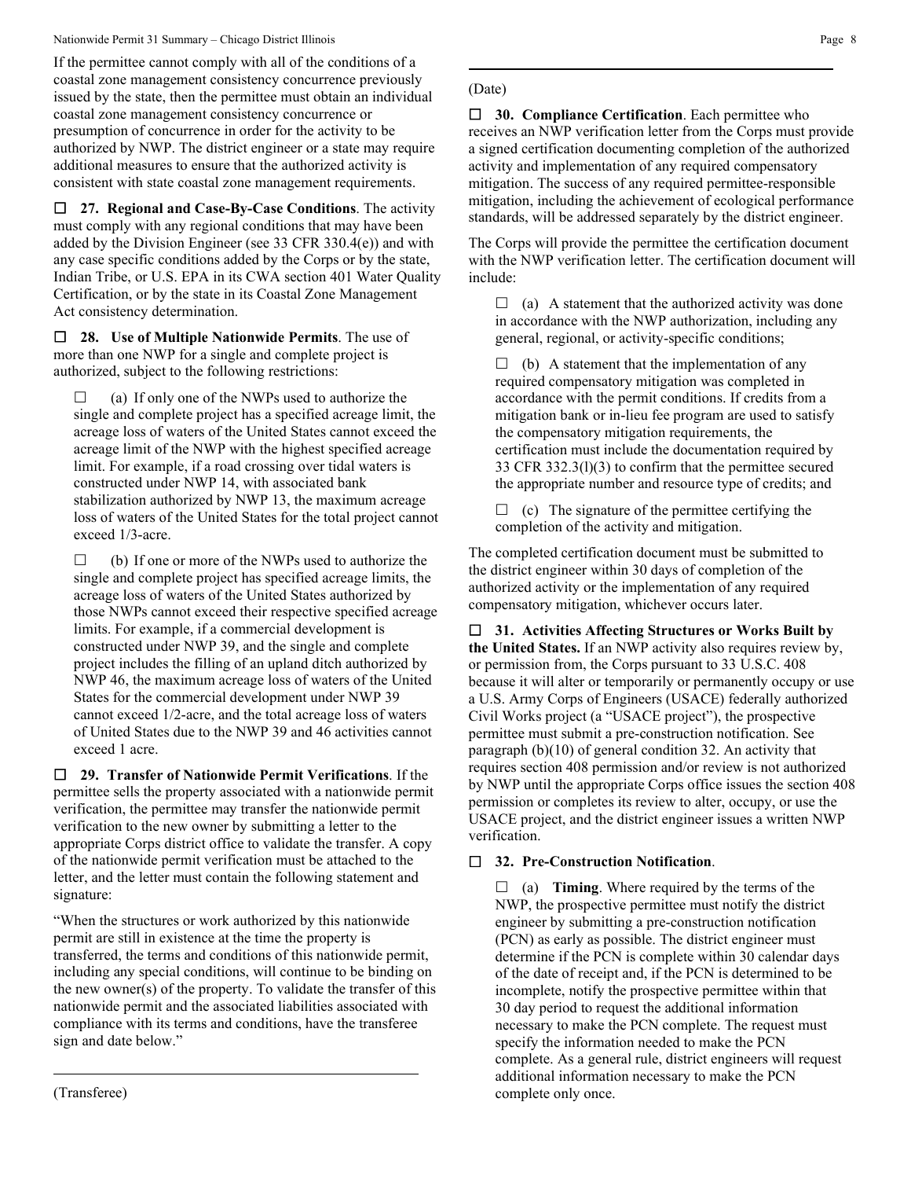If the permittee cannot comply with all of the conditions of a coastal zone management consistency concurrence previously issued by the state, then the permittee must obtain an individual coastal zone management consistency concurrence or presumption of concurrence in order for the activity to be authorized by NWP. The district engineer or a state may require additional measures to ensure that the authorized activity is consistent with state coastal zone management requirements.

☐ **27. Regional and Case-By-Case Conditions**. The activity must comply with any regional conditions that may have been added by the Division Engineer (see 33 CFR 330.4(e)) and with any case specific conditions added by the Corps or by the state, Indian Tribe, or U.S. EPA in its CWA section 401 Water Quality Certification, or by the state in its Coastal Zone Management Act consistency determination.

☐ **28. Use of Multiple Nationwide Permits**. The use of more than one NWP for a single and complete project is authorized, subject to the following restrictions:

☐ (a) If only one of the NWPs used to authorize the single and complete project has a specified acreage limit, the acreage loss of waters of the United States cannot exceed the acreage limit of the NWP with the highest specified acreage limit. For example, if a road crossing over tidal waters is constructed under NWP 14, with associated bank stabilization authorized by NWP 13, the maximum acreage loss of waters of the United States for the total project cannot exceed 1/3-acre.

☐ (b) If one or more of the NWPs used to authorize the single and complete project has specified acreage limits, the acreage loss of waters of the United States authorized by those NWPs cannot exceed their respective specified acreage limits. For example, if a commercial development is constructed under NWP 39, and the single and complete project includes the filling of an upland ditch authorized by NWP 46, the maximum acreage loss of waters of the United States for the commercial development under NWP 39 cannot exceed 1/2-acre, and the total acreage loss of waters of United States due to the NWP 39 and 46 activities cannot exceed 1 acre.

☐ **29. Transfer of Nationwide Permit Verifications**. If the permittee sells the property associated with a nationwide permit verification, the permittee may transfer the nationwide permit verification to the new owner by submitting a letter to the appropriate Corps district office to validate the transfer. A copy of the nationwide permit verification must be attached to the letter, and the letter must contain the following statement and signature:

"When the structures or work authorized by this nationwide permit are still in existence at the time the property is transferred, the terms and conditions of this nationwide permit, including any special conditions, will continue to be binding on the new owner(s) of the property. To validate the transfer of this nationwide permit and the associated liabilities associated with compliance with its terms and conditions, have the transferee sign and date below."

\_\_\_\_\_\_\_\_\_\_\_\_\_\_\_\_\_\_\_\_\_\_\_\_\_\_\_\_\_\_\_\_\_\_\_\_\_\_\_\_

(Transferee)

\_\_\_\_\_\_\_\_\_\_\_\_\_\_\_\_\_\_\_\_\_\_\_\_\_\_\_\_\_\_\_\_\_\_\_\_\_\_\_\_

(Date)

☐ **30. Compliance Certification**. Each permittee who receives an NWP verification letter from the Corps must provide a signed certification documenting completion of the authorized activity and implementation of any required compensatory mitigation. The success of any required permittee-responsible mitigation, including the achievement of ecological performance standards, will be addressed separately by the district engineer.

The Corps will provide the permittee the certification document with the NWP verification letter. The certification document will include:

☐ (a) A statement that the authorized activity was done in accordance with the NWP authorization, including any general, regional, or activity-specific conditions;

☐ (b) A statement that the implementation of any required compensatory mitigation was completed in accordance with the permit conditions. If credits from a mitigation bank or in-lieu fee program are used to satisfy the compensatory mitigation requirements, the certification must include the documentation required by 33 CFR 332.3(l)(3) to confirm that the permittee secured the appropriate number and resource type of credits; and

☐ (c) The signature of the permittee certifying the completion of the activity and mitigation.

The completed certification document must be submitted to the district engineer within 30 days of completion of the authorized activity or the implementation of any required compensatory mitigation, whichever occurs later.

☐ **31. Activities Affecting Structures or Works Built by the United States.** If an NWP activity also requires review by, or permission from, the Corps pursuant to 33 U.S.C. 408 because it will alter or temporarily or permanently occupy or use a U.S. Army Corps of Engineers (USACE) federally authorized Civil Works project (a "USACE project"), the prospective permittee must submit a pre-construction notification. See paragraph (b)(10) of general condition 32. An activity that requires section 408 permission and/or review is not authorized by NWP until the appropriate Corps office issues the section 408 permission or completes its review to alter, occupy, or use the USACE project, and the district engineer issues a written NWP verification.

☐ **32. Pre-Construction Notification**.

☐ (a) **Timing**. Where required by the terms of the NWP, the prospective permittee must notify the district engineer by submitting a pre-construction notification (PCN) as early as possible. The district engineer must determine if the PCN is complete within 30 calendar days of the date of receipt and, if the PCN is determined to be incomplete, notify the prospective permittee within that 30 day period to request the additional information necessary to make the PCN complete. The request must specify the information needed to make the PCN complete. As a general rule, district engineers will request additional information necessary to make the PCN complete only once.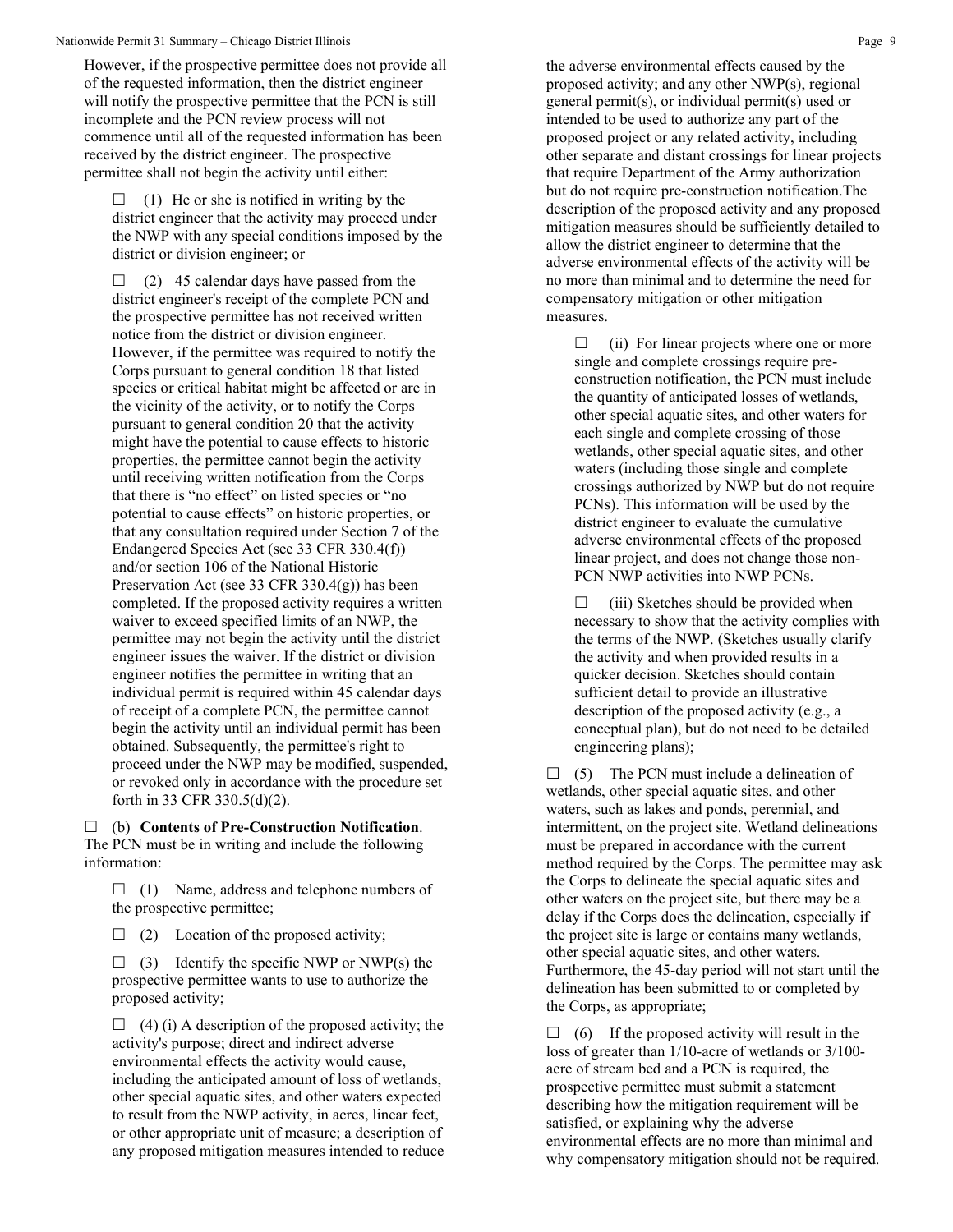However, if the prospective permittee does not provide all of the requested information, then the district engineer will notify the prospective permittee that the PCN is still incomplete and the PCN review process will not commence until all of the requested information has been received by the district engineer. The prospective permittee shall not begin the activity until either:

☐ (1) He or she is notified in writing by the district engineer that the activity may proceed under the NWP with any special conditions imposed by the district or division engineer; or

☐ (2) 45 calendar days have passed from the district engineer's receipt of the complete PCN and the prospective permittee has not received written notice from the district or division engineer. However, if the permittee was required to notify the Corps pursuant to general condition 18 that listed species or critical habitat might be affected or are in the vicinity of the activity, or to notify the Corps pursuant to general condition 20 that the activity might have the potential to cause effects to historic properties, the permittee cannot begin the activity until receiving written notification from the Corps that there is "no effect" on listed species or "no potential to cause effects" on historic properties, or that any consultation required under Section 7 of the Endangered Species Act (see 33 CFR 330.4(f)) and/or section 106 of the National Historic Preservation Act (see 33 CFR 330.4(g)) has been completed. If the proposed activity requires a written waiver to exceed specified limits of an NWP, the permittee may not begin the activity until the district engineer issues the waiver. If the district or division engineer notifies the permittee in writing that an individual permit is required within 45 calendar days of receipt of a complete PCN, the permittee cannot begin the activity until an individual permit has been obtained. Subsequently, the permittee's right to proceed under the NWP may be modified, suspended, or revoked only in accordance with the procedure set forth in 33 CFR 330.5(d)(2).

☐ (b) **Contents of Pre-Construction Notification**. The PCN must be in writing and include the following information:

☐ (1) Name, address and telephone numbers of the prospective permittee;

☐ (2) Location of the proposed activity;

☐ (3) Identify the specific NWP or NWP(s) the prospective permittee wants to use to authorize the proposed activity;

☐ (4) (i) A description of the proposed activity; the activity's purpose; direct and indirect adverse environmental effects the activity would cause, including the anticipated amount of loss of wetlands, other special aquatic sites, and other waters expected to result from the NWP activity, in acres, linear feet, or other appropriate unit of measure; a description of any proposed mitigation measures intended to reduce the adverse environmental effects caused by the proposed activity; and any other NWP(s), regional general permit(s), or individual permit(s) used or intended to be used to authorize any part of the proposed project or any related activity, including other separate and distant crossings for linear projects that require Department of the Army authorization but do not require pre-construction notification.The description of the proposed activity and any proposed mitigation measures should be sufficiently detailed to allow the district engineer to determine that the adverse environmental effects of the activity will be no more than minimal and to determine the need for compensatory mitigation or other mitigation measures.

☐ (ii) For linear projects where one or more single and complete crossings require pre-construction notification, the PCN must include the quantity of anticipated losses of wetlands, other special aquatic sites, and other waters for each single and complete crossing of those wetlands, other special aquatic sites, and other waters (including those single and complete crossings authorized by NWP but do not require PCNs). This information will be used by the district engineer to evaluate the cumulative adverse environmental effects of the proposed linear project, and does not change those non-PCN NWP activities into NWP PCNs.

☐ (iii) Sketches should be provided when necessary to show that the activity complies with the terms of the NWP. (Sketches usually clarify the activity and when provided results in a quicker decision. Sketches should contain sufficient detail to provide an illustrative description of the proposed activity (e.g., a conceptual plan), but do not need to be detailed engineering plans);

☐ (5) The PCN must include a delineation of wetlands, other special aquatic sites, and other waters, such as lakes and ponds, perennial, and intermittent, on the project site. Wetland delineations must be prepared in accordance with the current method required by the Corps. The permittee may ask the Corps to delineate the special aquatic sites and other waters on the project site, but there may be a delay if the Corps does the delineation, especially if the project site is large or contains many wetlands, other special aquatic sites, and other waters. Furthermore, the 45-day period will not start until the delineation has been submitted to or completed by the Corps, as appropriate;

☐ (6) If the proposed activity will result in the loss of greater than 1/10-acre of wetlands or 3/100-acre of stream bed and a PCN is required, the prospective permittee must submit a statement describing how the mitigation requirement will be satisfied, or explaining why the adverse environmental effects are no more than minimal and why compensatory mitigation should not be required.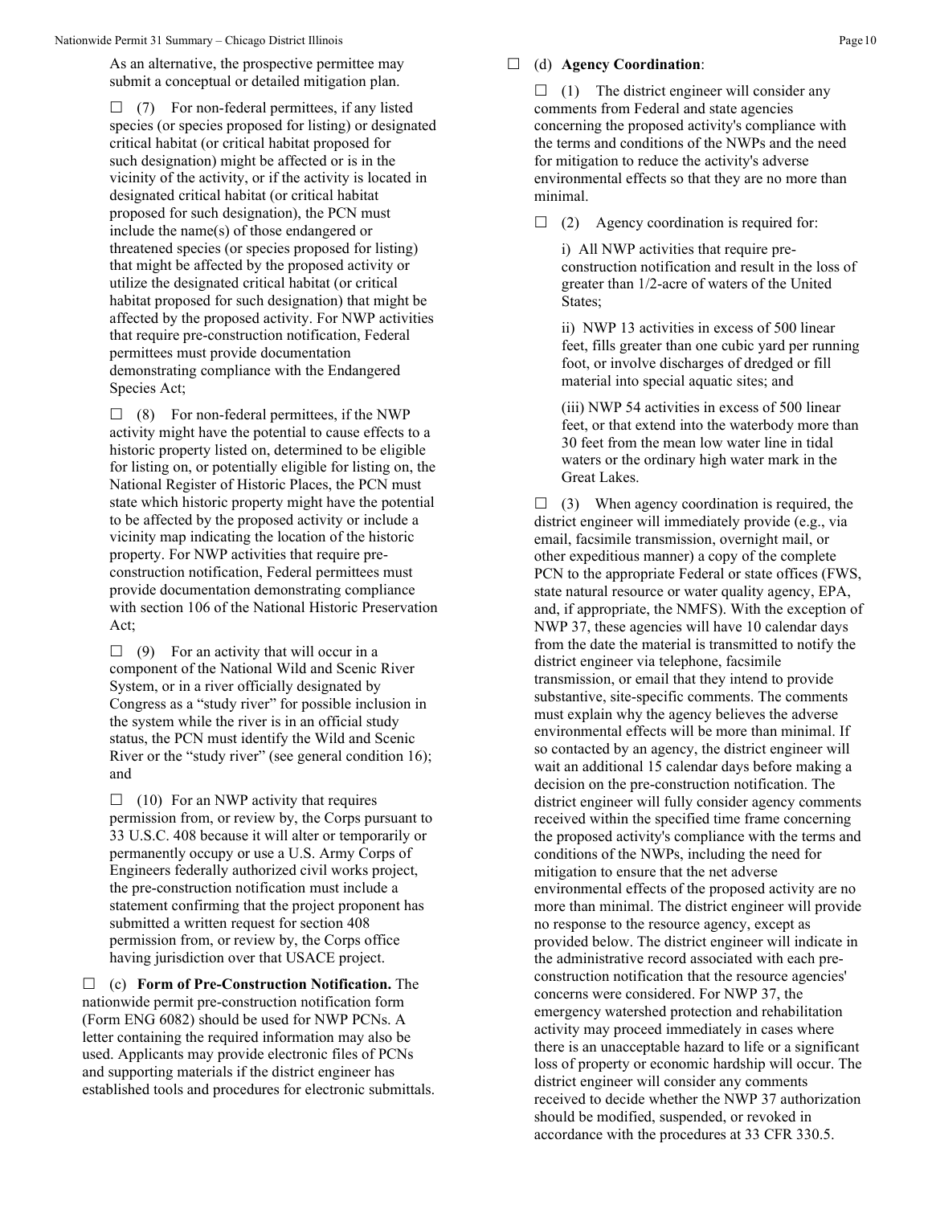As an alternative, the prospective permittee may submit a conceptual or detailed mitigation plan.

☐ (7) For non-federal permittees, if any listed species (or species proposed for listing) or designated critical habitat (or critical habitat proposed for such designation) might be affected or is in the vicinity of the activity, or if the activity is located in designated critical habitat (or critical habitat proposed for such designation), the PCN must include the name(s) of those endangered or threatened species (or species proposed for listing) that might be affected by the proposed activity or utilize the designated critical habitat (or critical habitat proposed for such designation) that might be affected by the proposed activity. For NWP activities that require pre-construction notification, Federal permittees must provide documentation demonstrating compliance with the Endangered Species Act;

☐ (8) For non-federal permittees, if the NWP activity might have the potential to cause effects to a historic property listed on, determined to be eligible for listing on, or potentially eligible for listing on, the National Register of Historic Places, the PCN must state which historic property might have the potential to be affected by the proposed activity or include a vicinity map indicating the location of the historic property. For NWP activities that require pre-construction notification, Federal permittees must provide documentation demonstrating compliance with section 106 of the National Historic Preservation Act;

☐ (9) For an activity that will occur in a component of the National Wild and Scenic River System, or in a river officially designated by Congress as a "study river" for possible inclusion in the system while the river is in an official study status, the PCN must identify the Wild and Scenic River or the "study river" (see general condition 16); and

☐ (10) For an NWP activity that requires permission from, or review by, the Corps pursuant to 33 U.S.C. 408 because it will alter or temporarily or permanently occupy or use a U.S. Army Corps of Engineers federally authorized civil works project, the pre-construction notification must include a statement confirming that the project proponent has submitted a written request for section 408 permission from, or review by, the Corps office having jurisdiction over that USACE project.

☐ (c) **Form of Pre-Construction Notification.** The nationwide permit pre-construction notification form (Form ENG 6082) should be used for NWP PCNs. A letter containing the required information may also be used. Applicants may provide electronic files of PCNs and supporting materials if the district engineer has established tools and procedures for electronic submittals.

☐ (d) **Agency Coordination**:

☐ (1) The district engineer will consider any comments from Federal and state agencies concerning the proposed activity's compliance with the terms and conditions of the NWPs and the need for mitigation to reduce the activity's adverse environmental effects so that they are no more than minimal.

☐ (2) Agency coordination is required for:

i) All NWP activities that require pre-construction notification and result in the loss of greater than 1/2-acre of waters of the United States;

ii) NWP 13 activities in excess of 500 linear feet, fills greater than one cubic yard per running foot, or involve discharges of dredged or fill material into special aquatic sites; and

(iii) NWP 54 activities in excess of 500 linear feet, or that extend into the waterbody more than 30 feet from the mean low water line in tidal waters or the ordinary high water mark in the Great Lakes.

☐ (3) When agency coordination is required, the district engineer will immediately provide (e.g., via email, facsimile transmission, overnight mail, or other expeditious manner) a copy of the complete PCN to the appropriate Federal or state offices (FWS, state natural resource or water quality agency, EPA, and, if appropriate, the NMFS). With the exception of NWP 37, these agencies will have 10 calendar days from the date the material is transmitted to notify the district engineer via telephone, facsimile transmission, or email that they intend to provide substantive, site-specific comments. The comments must explain why the agency believes the adverse environmental effects will be more than minimal. If so contacted by an agency, the district engineer will wait an additional 15 calendar days before making a decision on the pre-construction notification. The district engineer will fully consider agency comments received within the specified time frame concerning the proposed activity's compliance with the terms and conditions of the NWPs, including the need for mitigation to ensure that the net adverse environmental effects of the proposed activity are no more than minimal. The district engineer will provide no response to the resource agency, except as provided below. The district engineer will indicate in the administrative record associated with each pre-construction notification that the resource agencies' concerns were considered. For NWP 37, the emergency watershed protection and rehabilitation activity may proceed immediately in cases where there is an unacceptable hazard to life or a significant loss of property or economic hardship will occur. The district engineer will consider any comments received to decide whether the NWP 37 authorization should be modified, suspended, or revoked in accordance with the procedures at 33 CFR 330.5.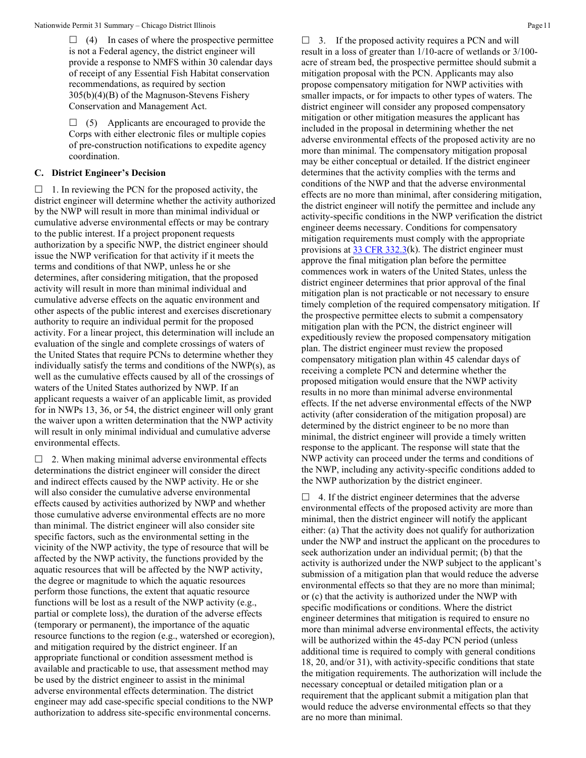☐ (4) In cases of where the prospective permittee is not a Federal agency, the district engineer will provide a response to NMFS within 30 calendar days of receipt of any Essential Fish Habitat conservation recommendations, as required by section 305(b)(4)(B) of the Magnuson-Stevens Fishery Conservation and Management Act.

☐ (5) Applicants are encouraged to provide the Corps with either electronic files or multiple copies of pre-construction notifications to expedite agency coordination.

### C. District Engineer's Decision

☐ 1. In reviewing the PCN for the proposed activity, the district engineer will determine whether the activity authorized by the NWP will result in more than minimal individual or cumulative adverse environmental effects or may be contrary to the public interest. If a project proponent requests authorization by a specific NWP, the district engineer should issue the NWP verification for that activity if it meets the terms and conditions of that NWP, unless he or she determines, after considering mitigation, that the proposed activity will result in more than minimal individual and cumulative adverse effects on the aquatic environment and other aspects of the public interest and exercises discretionary authority to require an individual permit for the proposed activity. For a linear project, this determination will include an evaluation of the single and complete crossings of waters of the United States that require PCNs to determine whether they individually satisfy the terms and conditions of the NWP(s), as well as the cumulative effects caused by all of the crossings of waters of the United States authorized by NWP. If an applicant requests a waiver of an applicable limit, as provided for in NWPs 13, 36, or 54, the district engineer will only grant the waiver upon a written determination that the NWP activity will result in only minimal individual and cumulative adverse environmental effects.

☐ 2. When making minimal adverse environmental effects determinations the district engineer will consider the direct and indirect effects caused by the NWP activity. He or she will also consider the cumulative adverse environmental effects caused by activities authorized by NWP and whether those cumulative adverse environmental effects are no more than minimal. The district engineer will also consider site specific factors, such as the environmental setting in the vicinity of the NWP activity, the type of resource that will be affected by the NWP activity, the functions provided by the aquatic resources that will be affected by the NWP activity, the degree or magnitude to which the aquatic resources perform those functions, the extent that aquatic resource functions will be lost as a result of the NWP activity (e.g., partial or complete loss), the duration of the adverse effects (temporary or permanent), the importance of the aquatic resource functions to the region (e.g., watershed or ecoregion), and mitigation required by the district engineer. If an appropriate functional or condition assessment method is available and practicable to use, that assessment method may be used by the district engineer to assist in the minimal adverse environmental effects determination. The district engineer may add case-specific special conditions to the NWP authorization to address site-specific environmental concerns.

☐ 3. If the proposed activity requires a PCN and will result in a loss of greater than 1/10-acre of wetlands or 3/100-acre of stream bed, the prospective permittee should submit a mitigation proposal with the PCN. Applicants may also propose compensatory mitigation for NWP activities with smaller impacts, or for impacts to other types of waters. The district engineer will consider any proposed compensatory mitigation or other mitigation measures the applicant has included in the proposal in determining whether the net adverse environmental effects of the proposed activity are no more than minimal. The compensatory mitigation proposal may be either conceptual or detailed. If the district engineer determines that the activity complies with the terms and conditions of the NWP and that the adverse environmental effects are no more than minimal, after considering mitigation, the district engineer will notify the permittee and include any activity-specific conditions in the NWP verification the district engineer deems necessary. Conditions for compensatory mitigation requirements must comply with the appropriate provisions at 33 CFR 332.3(k). The district engineer must approve the final mitigation plan before the permittee commences work in waters of the United States, unless the district engineer determines that prior approval of the final mitigation plan is not practicable or not necessary to ensure timely completion of the required compensatory mitigation. If the prospective permittee elects to submit a compensatory mitigation plan with the PCN, the district engineer will expeditiously review the proposed compensatory mitigation plan. The district engineer must review the proposed compensatory mitigation plan within 45 calendar days of receiving a complete PCN and determine whether the proposed mitigation would ensure that the NWP activity results in no more than minimal adverse environmental effects. If the net adverse environmental effects of the NWP activity (after consideration of the mitigation proposal) are determined by the district engineer to be no more than minimal, the district engineer will provide a timely written response to the applicant. The response will state that the NWP activity can proceed under the terms and conditions of the NWP, including any activity-specific conditions added to the NWP authorization by the district engineer.

☐ 4. If the district engineer determines that the adverse environmental effects of the proposed activity are more than minimal, then the district engineer will notify the applicant either: (a) That the activity does not qualify for authorization under the NWP and instruct the applicant on the procedures to seek authorization under an individual permit; (b) that the activity is authorized under the NWP subject to the applicant's submission of a mitigation plan that would reduce the adverse environmental effects so that they are no more than minimal; or (c) that the activity is authorized under the NWP with specific modifications or conditions. Where the district engineer determines that mitigation is required to ensure no more than minimal adverse environmental effects, the activity will be authorized within the 45-day PCN period (unless additional time is required to comply with general conditions 18, 20, and/or 31), with activity-specific conditions that state the mitigation requirements. The authorization will include the necessary conceptual or detailed mitigation plan or a requirement that the applicant submit a mitigation plan that would reduce the adverse environmental effects so that they are no more than minimal.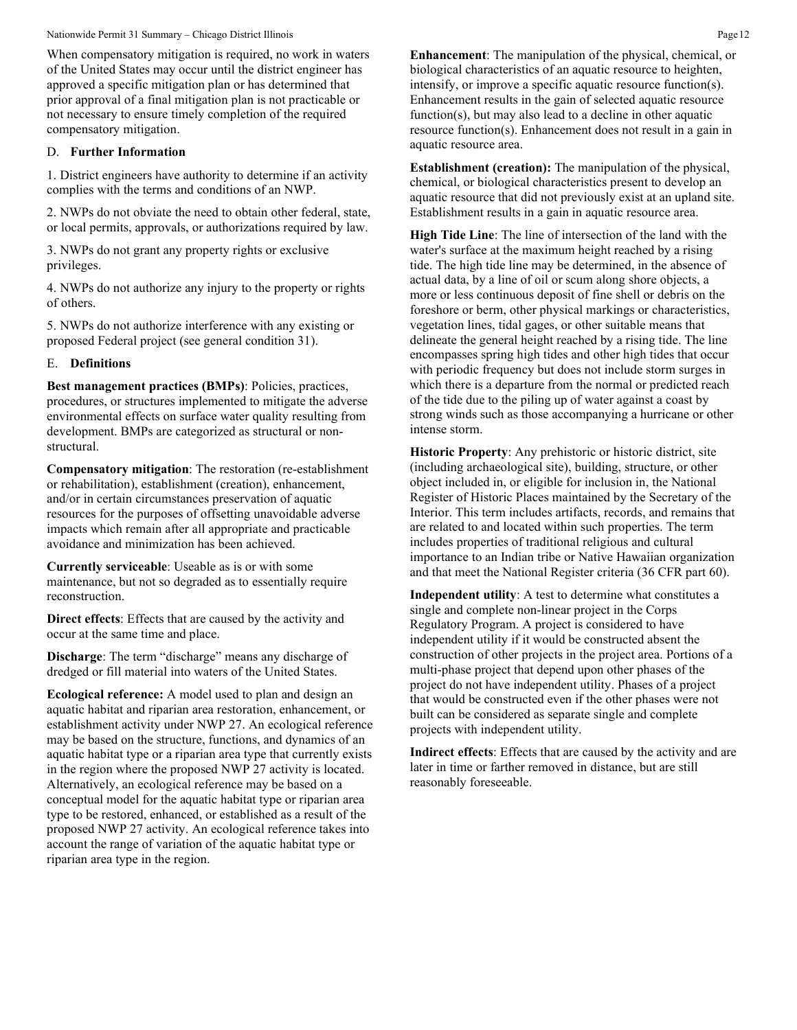When compensatory mitigation is required, no work in waters of the United States may occur until the district engineer has approved a specific mitigation plan or has determined that prior approval of a final mitigation plan is not practicable or not necessary to ensure timely completion of the required compensatory mitigation.

## D. **Further Information**

1. District engineers have authority to determine if an activity complies with the terms and conditions of an NWP.

2. NWPs do not obviate the need to obtain other federal, state, or local permits, approvals, or authorizations required by law.

3. NWPs do not grant any property rights or exclusive privileges.

4. NWPs do not authorize any injury to the property or rights of others.

5. NWPs do not authorize interference with any existing or proposed Federal project (see general condition 31).

## E. **Definitions**

**Best management practices (BMPs)**: Policies, practices, procedures, or structures implemented to mitigate the adverse environmental effects on surface water quality resulting from development. BMPs are categorized as structural or non-structural.

**Compensatory mitigation**: The restoration (re-establishment or rehabilitation), establishment (creation), enhancement, and/or in certain circumstances preservation of aquatic resources for the purposes of offsetting unavoidable adverse impacts which remain after all appropriate and practicable avoidance and minimization has been achieved.

**Currently serviceable**: Useable as is or with some maintenance, but not so degraded as to essentially require reconstruction.

**Direct effects**: Effects that are caused by the activity and occur at the same time and place.

**Discharge**: The term "discharge" means any discharge of dredged or fill material into waters of the United States.

**Ecological reference:** A model used to plan and design an aquatic habitat and riparian area restoration, enhancement, or establishment activity under NWP 27. An ecological reference may be based on the structure, functions, and dynamics of an aquatic habitat type or a riparian area type that currently exists in the region where the proposed NWP 27 activity is located. Alternatively, an ecological reference may be based on a conceptual model for the aquatic habitat type or riparian area type to be restored, enhanced, or established as a result of the proposed NWP 27 activity. An ecological reference takes into account the range of variation of the aquatic habitat type or riparian area type in the region.

**Enhancement**: The manipulation of the physical, chemical, or biological characteristics of an aquatic resource to heighten, intensify, or improve a specific aquatic resource function(s). Enhancement results in the gain of selected aquatic resource function(s), but may also lead to a decline in other aquatic resource function(s). Enhancement does not result in a gain in aquatic resource area.

**Establishment (creation):** The manipulation of the physical, chemical, or biological characteristics present to develop an aquatic resource that did not previously exist at an upland site. Establishment results in a gain in aquatic resource area.

**High Tide Line**: The line of intersection of the land with the water's surface at the maximum height reached by a rising tide. The high tide line may be determined, in the absence of actual data, by a line of oil or scum along shore objects, a more or less continuous deposit of fine shell or debris on the foreshore or berm, other physical markings or characteristics, vegetation lines, tidal gages, or other suitable means that delineate the general height reached by a rising tide. The line encompasses spring high tides and other high tides that occur with periodic frequency but does not include storm surges in which there is a departure from the normal or predicted reach of the tide due to the piling up of water against a coast by strong winds such as those accompanying a hurricane or other intense storm.

**Historic Property**: Any prehistoric or historic district, site (including archaeological site), building, structure, or other object included in, or eligible for inclusion in, the National Register of Historic Places maintained by the Secretary of the Interior. This term includes artifacts, records, and remains that are related to and located within such properties. The term includes properties of traditional religious and cultural importance to an Indian tribe or Native Hawaiian organization and that meet the National Register criteria (36 CFR part 60).

**Independent utility**: A test to determine what constitutes a single and complete non-linear project in the Corps Regulatory Program. A project is considered to have independent utility if it would be constructed absent the construction of other projects in the project area. Portions of a multi-phase project that depend upon other phases of the project do not have independent utility. Phases of a project that would be constructed even if the other phases were not built can be considered as separate single and complete projects with independent utility.

**Indirect effects**: Effects that are caused by the activity and are later in time or farther removed in distance, but are still reasonably foreseeable.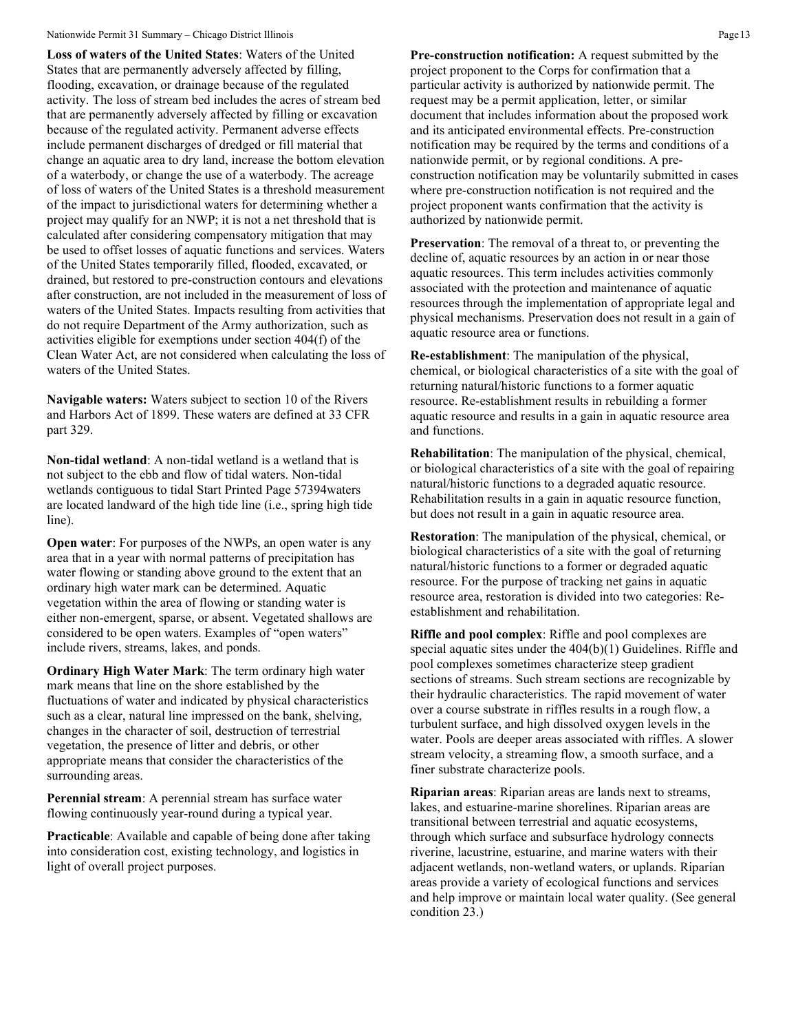**Loss of waters of the United States**: Waters of the United States that are permanently adversely affected by filling, flooding, excavation, or drainage because of the regulated activity. The loss of stream bed includes the acres of stream bed that are permanently adversely affected by filling or excavation because of the regulated activity. Permanent adverse effects include permanent discharges of dredged or fill material that change an aquatic area to dry land, increase the bottom elevation of a waterbody, or change the use of a waterbody. The acreage of loss of waters of the United States is a threshold measurement of the impact to jurisdictional waters for determining whether a project may qualify for an NWP; it is not a net threshold that is calculated after considering compensatory mitigation that may be used to offset losses of aquatic functions and services. Waters of the United States temporarily filled, flooded, excavated, or drained, but restored to pre-construction contours and elevations after construction, are not included in the measurement of loss of waters of the United States. Impacts resulting from activities that do not require Department of the Army authorization, such as activities eligible for exemptions under section 404(f) of the Clean Water Act, are not considered when calculating the loss of waters of the United States.

**Navigable waters:** Waters subject to section 10 of the Rivers and Harbors Act of 1899. These waters are defined at 33 CFR part 329.

**Non-tidal wetland**: A non-tidal wetland is a wetland that is not subject to the ebb and flow of tidal waters. Non-tidal wetlands contiguous to tidal Start Printed Page 57394waters are located landward of the high tide line (i.e., spring high tide line).

**Open water**: For purposes of the NWPs, an open water is any area that in a year with normal patterns of precipitation has water flowing or standing above ground to the extent that an ordinary high water mark can be determined. Aquatic vegetation within the area of flowing or standing water is either non-emergent, sparse, or absent. Vegetated shallows are considered to be open waters. Examples of "open waters" include rivers, streams, lakes, and ponds.

**Ordinary High Water Mark**: The term ordinary high water mark means that line on the shore established by the fluctuations of water and indicated by physical characteristics such as a clear, natural line impressed on the bank, shelving, changes in the character of soil, destruction of terrestrial vegetation, the presence of litter and debris, or other appropriate means that consider the characteristics of the surrounding areas.

**Perennial stream**: A perennial stream has surface water flowing continuously year-round during a typical year.

**Practicable**: Available and capable of being done after taking into consideration cost, existing technology, and logistics in light of overall project purposes.

**Pre-construction notification:** A request submitted by the project proponent to the Corps for confirmation that a particular activity is authorized by nationwide permit. The request may be a permit application, letter, or similar document that includes information about the proposed work and its anticipated environmental effects. Pre-construction notification may be required by the terms and conditions of a nationwide permit, or by regional conditions. A pre-construction notification may be voluntarily submitted in cases where pre-construction notification is not required and the project proponent wants confirmation that the activity is authorized by nationwide permit.

**Preservation**: The removal of a threat to, or preventing the decline of, aquatic resources by an action in or near those aquatic resources. This term includes activities commonly associated with the protection and maintenance of aquatic resources through the implementation of appropriate legal and physical mechanisms. Preservation does not result in a gain of aquatic resource area or functions.

**Re-establishment**: The manipulation of the physical, chemical, or biological characteristics of a site with the goal of returning natural/historic functions to a former aquatic resource. Re-establishment results in rebuilding a former aquatic resource and results in a gain in aquatic resource area and functions.

**Rehabilitation**: The manipulation of the physical, chemical, or biological characteristics of a site with the goal of repairing natural/historic functions to a degraded aquatic resource. Rehabilitation results in a gain in aquatic resource function, but does not result in a gain in aquatic resource area.

**Restoration**: The manipulation of the physical, chemical, or biological characteristics of a site with the goal of returning natural/historic functions to a former or degraded aquatic resource. For the purpose of tracking net gains in aquatic resource area, restoration is divided into two categories: Re-establishment and rehabilitation.

**Riffle and pool complex**: Riffle and pool complexes are special aquatic sites under the 404(b)(1) Guidelines. Riffle and pool complexes sometimes characterize steep gradient sections of streams. Such stream sections are recognizable by their hydraulic characteristics. The rapid movement of water over a course substrate in riffles results in a rough flow, a turbulent surface, and high dissolved oxygen levels in the water. Pools are deeper areas associated with riffles. A slower stream velocity, a streaming flow, a smooth surface, and a finer substrate characterize pools.

**Riparian areas**: Riparian areas are lands next to streams, lakes, and estuarine-marine shorelines. Riparian areas are transitional between terrestrial and aquatic ecosystems, through which surface and subsurface hydrology connects riverine, lacustrine, estuarine, and marine waters with their adjacent wetlands, non-wetland waters, or uplands. Riparian areas provide a variety of ecological functions and services and help improve or maintain local water quality. (See general condition 23.)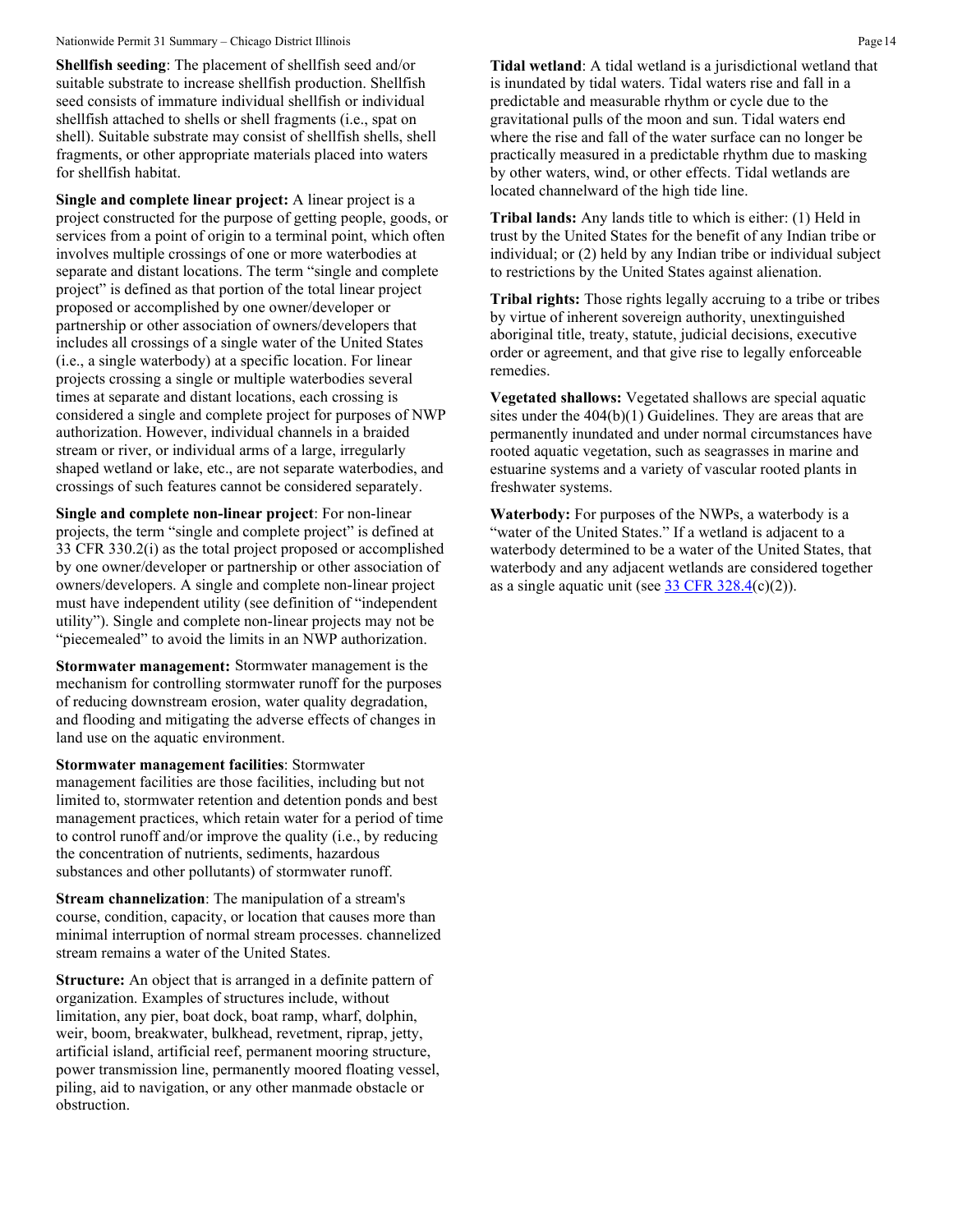**Shellfish seeding**: The placement of shellfish seed and/or suitable substrate to increase shellfish production. Shellfish seed consists of immature individual shellfish or individual shellfish attached to shells or shell fragments (i.e., spat on shell). Suitable substrate may consist of shellfish shells, shell fragments, or other appropriate materials placed into waters for shellfish habitat.

**Single and complete linear project:** A linear project is a project constructed for the purpose of getting people, goods, or services from a point of origin to a terminal point, which often involves multiple crossings of one or more waterbodies at separate and distant locations. The term "single and complete project" is defined as that portion of the total linear project proposed or accomplished by one owner/developer or partnership or other association of owners/developers that includes all crossings of a single water of the United States (i.e., a single waterbody) at a specific location. For linear projects crossing a single or multiple waterbodies several times at separate and distant locations, each crossing is considered a single and complete project for purposes of NWP authorization. However, individual channels in a braided stream or river, or individual arms of a large, irregularly shaped wetland or lake, etc., are not separate waterbodies, and crossings of such features cannot be considered separately.

**Single and complete non-linear project**: For non-linear projects, the term "single and complete project" is defined at 33 CFR 330.2(i) as the total project proposed or accomplished by one owner/developer or partnership or other association of owners/developers. A single and complete non-linear project must have independent utility (see definition of "independent utility"). Single and complete non-linear projects may not be "piecemealed" to avoid the limits in an NWP authorization.

**Stormwater management:** Stormwater management is the mechanism for controlling stormwater runoff for the purposes of reducing downstream erosion, water quality degradation, and flooding and mitigating the adverse effects of changes in land use on the aquatic environment.

**Stormwater management facilities**: Stormwater management facilities are those facilities, including but not limited to, stormwater retention and detention ponds and best management practices, which retain water for a period of time to control runoff and/or improve the quality (i.e., by reducing the concentration of nutrients, sediments, hazardous substances and other pollutants) of stormwater runoff.

**Stream channelization**: The manipulation of a stream's course, condition, capacity, or location that causes more than minimal interruption of normal stream processes. channelized stream remains a water of the United States.

**Structure:** An object that is arranged in a definite pattern of organization. Examples of structures include, without limitation, any pier, boat dock, boat ramp, wharf, dolphin, weir, boom, breakwater, bulkhead, revetment, riprap, jetty, artificial island, artificial reef, permanent mooring structure, power transmission line, permanently moored floating vessel, piling, aid to navigation, or any other manmade obstacle or obstruction.

**Tidal wetland**: A tidal wetland is a jurisdictional wetland that is inundated by tidal waters. Tidal waters rise and fall in a predictable and measurable rhythm or cycle due to the gravitational pulls of the moon and sun. Tidal waters end where the rise and fall of the water surface can no longer be practically measured in a predictable rhythm due to masking by other waters, wind, or other effects. Tidal wetlands are located channelward of the high tide line.

**Tribal lands:** Any lands title to which is either: (1) Held in trust by the United States for the benefit of any Indian tribe or individual; or (2) held by any Indian tribe or individual subject to restrictions by the United States against alienation.

**Tribal rights:** Those rights legally accruing to a tribe or tribes by virtue of inherent sovereign authority, unextinguished aboriginal title, treaty, statute, judicial decisions, executive order or agreement, and that give rise to legally enforceable remedies.

**Vegetated shallows:** Vegetated shallows are special aquatic sites under the 404(b)(1) Guidelines. They are areas that are permanently inundated and under normal circumstances have rooted aquatic vegetation, such as seagrasses in marine and estuarine systems and a variety of vascular rooted plants in freshwater systems.

**Waterbody:** For purposes of the NWPs, a waterbody is a "water of the United States." If a wetland is adjacent to a waterbody determined to be a water of the United States, that waterbody and any adjacent wetlands are considered together as a single aquatic unit (see 33 CFR 328.4(c)(2)).